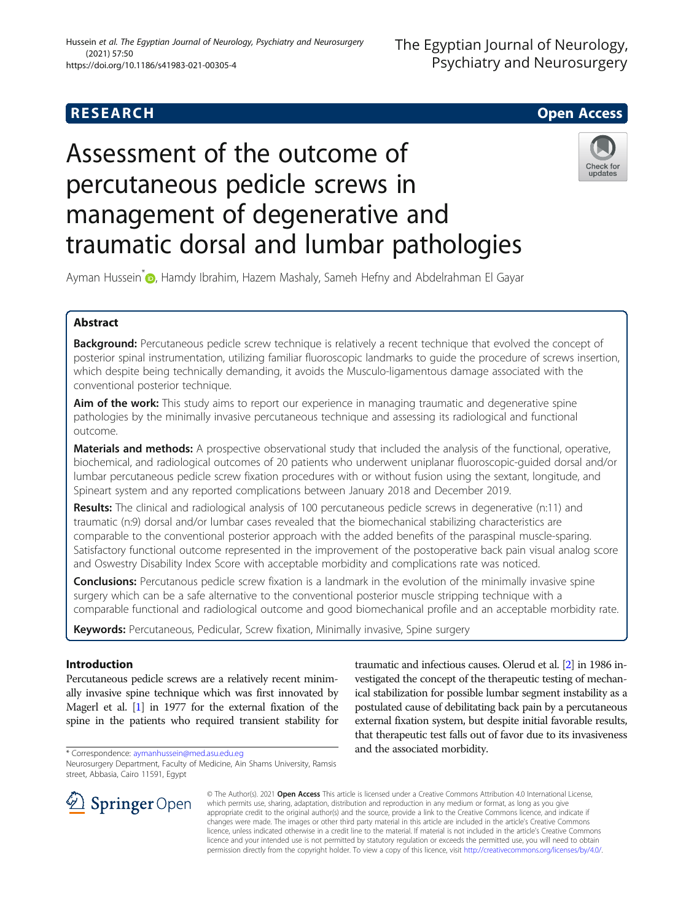RESEARCH

Open Access

# Assessment of the outcome of percutaneous pedicle screws in management of degenerative and traumatic dorsal and lumbar pathologies

Ayman Hussein*, Hamdy Ibrahim, Hazem Mashaly, Sameh Hefny and Abdelrahman El Gayar

## Abstract

**Background:** Percutaneous pedicle screw technique is relatively a recent technique that evolved the concept of posterior spinal instrumentation, utilizing familiar fluoroscopic landmarks to guide the procedure of screws insertion, which despite being technically demanding, it avoids the Musculo-ligamentous damage associated with the conventional posterior technique.

**Aim of the work:** This study aims to report our experience in managing traumatic and degenerative spine pathologies by the minimally invasive percutaneous technique and assessing its radiological and functional outcome.

**Materials and methods:** A prospective observational study that included the analysis of the functional, operative, biochemical, and radiological outcomes of 20 patients who underwent uniplanar fluoroscopic-guided dorsal and/or lumbar percutaneous pedicle screw fixation procedures with or without fusion using the sextant, longitude, and Spineart system and any reported complications between January 2018 and December 2019.

**Results:** The clinical and radiological analysis of 100 percutaneous pedicle screws in degenerative (n:11) and traumatic (n:9) dorsal and/or lumbar cases revealed that the biomechanical stabilizing characteristics are comparable to the conventional posterior approach with the added benefits of the paraspinal muscle-sparing. Satisfactory functional outcome represented in the improvement of the postoperative back pain visual analog score and Oswestry Disability Index Score with acceptable morbidity and complications rate was noticed.

**Conclusions:** Percutanous pedicle screw fixation is a landmark in the evolution of the minimally invasive spine surgery which can be a safe alternative to the conventional posterior muscle stripping technique with a comparable functional and radiological outcome and good biomechanical profile and an acceptable morbidity rate.

**Keywords:** Percutaneous, Pedicular, Screw fixation, Minimally invasive, Spine surgery

## Introduction

Percutaneous pedicle screws are a relatively recent minimally invasive spine technique which was first innovated by Magerl et al. [1] in 1977 for the external fixation of the spine in the patients who required transient stability for traumatic and infectious causes. Olerud et al. [2] in 1986 investigated the concept of the therapeutic testing of mechanical stabilization for possible lumbar segment instability as a postulated cause of debilitating back pain by a percutaneous external fixation system, but despite initial favorable results, that therapeutic test falls out of favor due to its invasiveness and the associated morbidity.

* Correspondence: aymanhussein@med.asu.edu.eg
Neurosurgery Department, Faculty of Medicine, Ain Shams University, Ramsis street, Abbasia, Cairo 11591, Egypt

© The Author(s). 2021 **Open Access** This article is licensed under a Creative Commons Attribution 4.0 International License, which permits use, sharing, adaptation, distribution and reproduction in any medium or format, as long as you give appropriate credit to the original author(s) and the source, provide a link to the Creative Commons licence, and indicate if changes were made. The images or other third party material in this article are included in the article's Creative Commons licence, unless indicated otherwise in a credit line to the material. If material is not included in the article's Creative Commons licence and your intended use is not permitted by statutory regulation or exceeds the permitted use, you will need to obtain permission directly from the copyright holder. To view a copy of this licence, visit http://creativecommons.org/licenses/by/4.0/.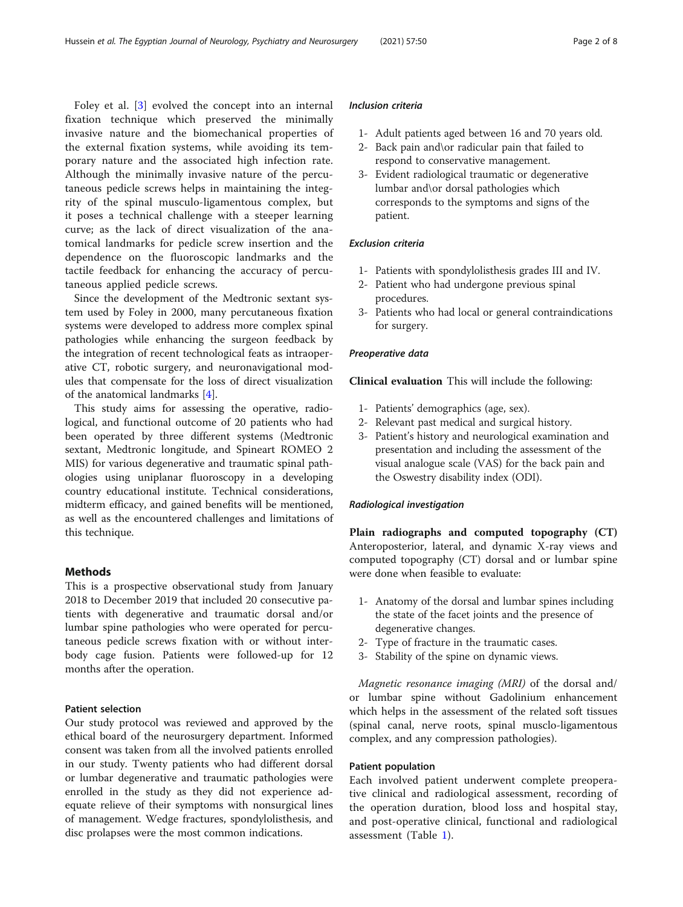Foley et al. [3] evolved the concept into an internal fixation technique which preserved the minimally invasive nature and the biomechanical properties of the external fixation systems, while avoiding its temporary nature and the associated high infection rate. Although the minimally invasive nature of the percutaneous pedicle screws helps in maintaining the integrity of the spinal musculo-ligamentous complex, but it poses a technical challenge with a steeper learning curve; as the lack of direct visualization of the anatomical landmarks for pedicle screw insertion and the dependence on the fluoroscopic landmarks and the tactile feedback for enhancing the accuracy of percutaneous applied pedicle screws.

Since the development of the Medtronic sextant system used by Foley in 2000, many percutaneous fixation systems were developed to address more complex spinal pathologies while enhancing the surgeon feedback by the integration of recent technological feats as intraoperative CT, robotic surgery, and neuronavigational modules that compensate for the loss of direct visualization of the anatomical landmarks [4].

This study aims for assessing the operative, radiological, and functional outcome of 20 patients who had been operated by three different systems (Medtronic sextant, Medtronic longitude, and Spineart ROMEO 2 MIS) for various degenerative and traumatic spinal pathologies using uniplanar fluoroscopy in a developing country educational institute. Technical considerations, midterm efficacy, and gained benefits will be mentioned, as well as the encountered challenges and limitations of this technique.

## Methods

This is a prospective observational study from January 2018 to December 2019 that included 20 consecutive patients with degenerative and traumatic dorsal and/or lumbar spine pathologies who were operated for percutaneous pedicle screws fixation with or without interbody cage fusion. Patients were followed-up for 12 months after the operation.

### Patient selection

Our study protocol was reviewed and approved by the ethical board of the neurosurgery department. Informed consent was taken from all the involved patients enrolled in our study. Twenty patients who had different dorsal or lumbar degenerative and traumatic pathologies were enrolled in the study as they did not experience adequate relieve of their symptoms with nonsurgical lines of management. Wedge fractures, spondylolisthesis, and disc prolapses were the most common indications.

#### *Inclusion criteria*

1- Adult patients aged between 16 and 70 years old.
2- Back pain and\or radicular pain that failed to respond to conservative management.
3- Evident radiological traumatic or degenerative lumbar and\or dorsal pathologies which corresponds to the symptoms and signs of the patient.

#### *Exclusion criteria*

1- Patients with spondylolisthesis grades III and IV.
2- Patient who had undergone previous spinal procedures.
3- Patients who had local or general contraindications for surgery.

#### *Preoperative data*

**Clinical evaluation** This will include the following:

1- Patients' demographics (age, sex).
2- Relevant past medical and surgical history.
3- Patient's history and neurological examination and presentation and including the assessment of the visual analogue scale (VAS) for the back pain and the Oswestry disability index (ODI).

#### *Radiological investigation*

**Plain radiographs and computed topography (CT)** Anteroposterior, lateral, and dynamic X-ray views and computed topography (CT) dorsal and or lumbar spine were done when feasible to evaluate:

1- Anatomy of the dorsal and lumbar spines including the state of the facet joints and the presence of degenerative changes.
2- Type of fracture in the traumatic cases.
3- Stability of the spine on dynamic views.

*Magnetic resonance imaging (MRI)* of the dorsal and/or lumbar spine without Gadolinium enhancement which helps in the assessment of the related soft tissues (spinal canal, nerve roots, spinal musclo-ligamentous complex, and any compression pathologies).

### Patient population

Each involved patient underwent complete preoperative clinical and radiological assessment, recording of the operation duration, blood loss and hospital stay, and post-operative clinical, functional and radiological assessment (Table 1).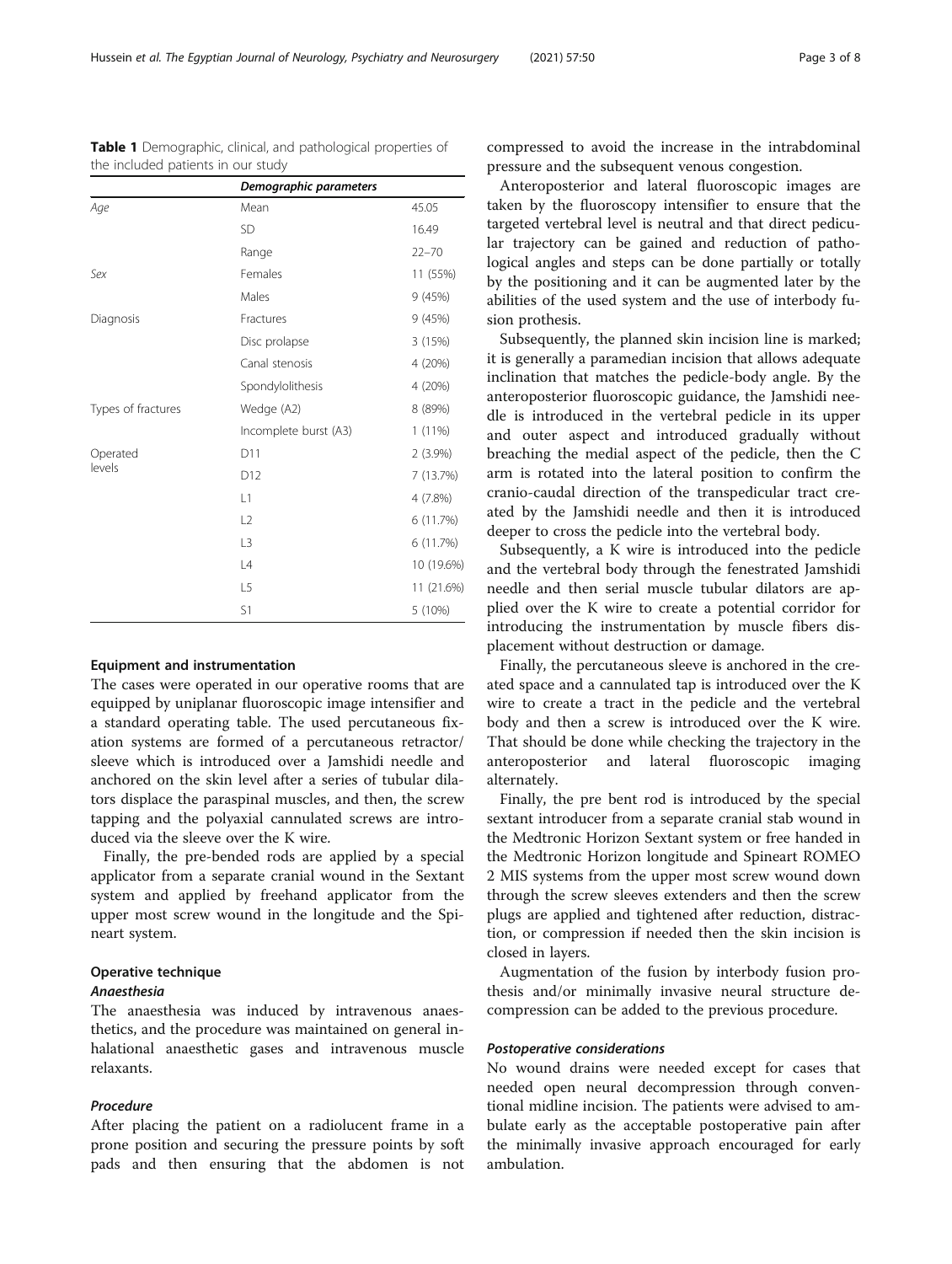**Table 1** Demographic, clinical, and pathological properties of the included patients in our study

| | *Demographic parameters* | |
|---|---|---|
| *Age* | Mean | 45.05 |
| | SD | 16.49 |
| | Range | 22–70 |
| *Sex* | Females | 11 (55%) |
| | Males | 9 (45%) |
| Diagnosis | Fractures | 9 (45%) |
| | Disc prolapse | 3 (15%) |
| | Canal stenosis | 4 (20%) |
| | Spondylolithesis | 4 (20%) |
| Types of fractures | Wedge (A2) | 8 (89%) |
| | Incomplete burst (A3) | 1 (11%) |
| Operated levels | D11 | 2 (3.9%) |
| | D12 | 7 (13.7%) |
| | L1 | 4 (7.8%) |
| | L2 | 6 (11.7%) |
| | L3 | 6 (11.7%) |
| | L4 | 10 (19.6%) |
| | L5 | 11 (21.6%) |
| | S1 | 5 (10%) |

## Equipment and instrumentation

The cases were operated in our operative rooms that are equipped by uniplanar fluoroscopic image intensifier and a standard operating table. The used percutaneous fixation systems are formed of a percutaneous retractor/sleeve which is introduced over a Jamshidi needle and anchored on the skin level after a series of tubular dilators displace the paraspinal muscles, and then, the screw tapping and the polyaxial cannulated screws are introduced via the sleeve over the K wire.

Finally, the pre-bended rods are applied by a special applicator from a separate cranial wound in the Sextant system and applied by freehand applicator from the upper most screw wound in the longitude and the Spineart system.

## Operative technique

### *Anaesthesia*

The anaesthesia was induced by intravenous anaesthetics, and the procedure was maintained on general inhalational anaesthetic gases and intravenous muscle relaxants.

### *Procedure*

After placing the patient on a radiolucent frame in a prone position and securing the pressure points by soft pads and then ensuring that the abdomen is not compressed to avoid the increase in the intrabdominal pressure and the subsequent venous congestion.

Anteroposterior and lateral fluoroscopic images are taken by the fluoroscopy intensifier to ensure that the targeted vertebral level is neutral and that direct pedicular trajectory can be gained and reduction of pathological angles and steps can be done partially or totally by the positioning and it can be augmented later by the abilities of the used system and the use of interbody fusion prothesis.

Subsequently, the planned skin incision line is marked; it is generally a paramedian incision that allows adequate inclination that matches the pedicle-body angle. By the anteroposterior fluoroscopic guidance, the Jamshidi needle is introduced in the vertebral pedicle in its upper and outer aspect and introduced gradually without breaching the medial aspect of the pedicle, then the C arm is rotated into the lateral position to confirm the cranio-caudal direction of the transpedicular tract created by the Jamshidi needle and then it is introduced deeper to cross the pedicle into the vertebral body.

Subsequently, a K wire is introduced into the pedicle and the vertebral body through the fenestrated Jamshidi needle and then serial muscle tubular dilators are applied over the K wire to create a potential corridor for introducing the instrumentation by muscle fibers displacement without destruction or damage.

Finally, the percutaneous sleeve is anchored in the created space and a cannulated tap is introduced over the K wire to create a tract in the pedicle and the vertebral body and then a screw is introduced over the K wire. That should be done while checking the trajectory in the anteroposterior and lateral fluoroscopic imaging alternately.

Finally, the pre bent rod is introduced by the special sextant introducer from a separate cranial stab wound in the Medtronic Horizon Sextant system or free handed in the Medtronic Horizon longitude and Spineart ROMEO 2 MIS systems from the upper most screw wound down through the screw sleeves extenders and then the screw plugs are applied and tightened after reduction, distraction, or compression if needed then the skin incision is closed in layers.

Augmentation of the fusion by interbody fusion prothesis and/or minimally invasive neural structure decompression can be added to the previous procedure.

### *Postoperative considerations*

No wound drains were needed except for cases that needed open neural decompression through conventional midline incision. The patients were advised to ambulate early as the acceptable postoperative pain after the minimally invasive approach encouraged for early ambulation.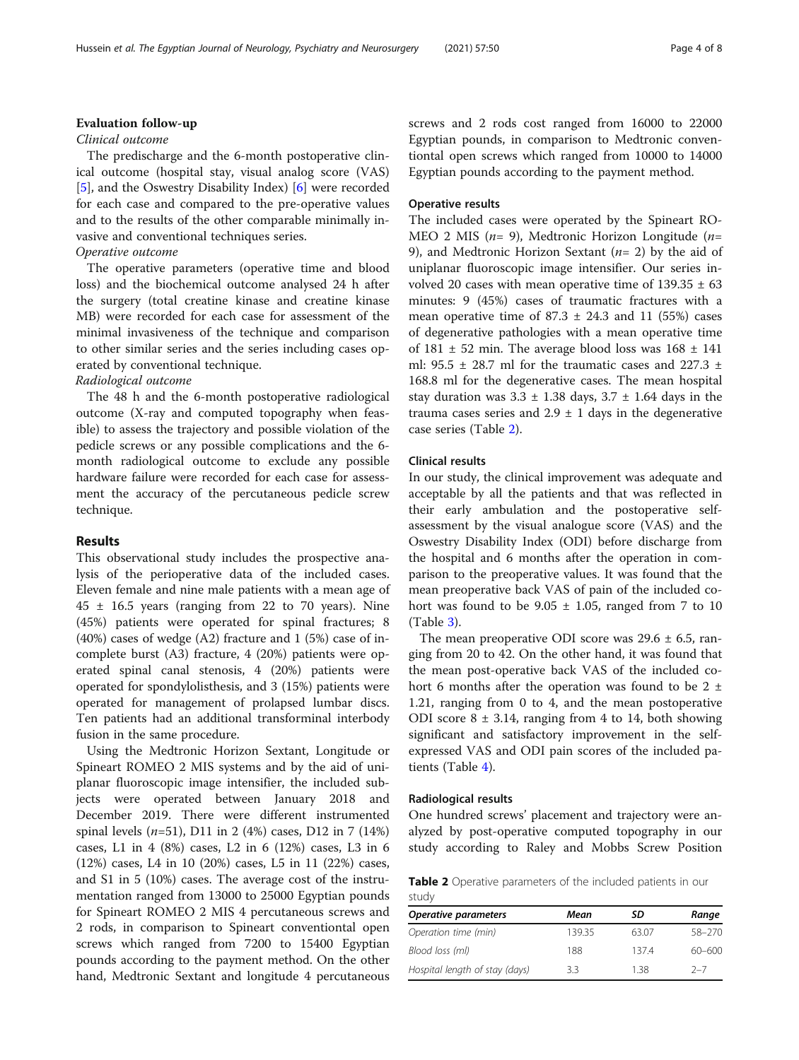### Evaluation follow-up

*Clinical outcome*

The predischarge and the 6-month postoperative clinical outcome (hospital stay, visual analog score (VAS) [5], and the Oswestry Disability Index) [6] were recorded for each case and compared to the pre-operative values and to the results of the other comparable minimally invasive and conventional techniques series.

*Operative outcome*

The operative parameters (operative time and blood loss) and the biochemical outcome analysed 24 h after the surgery (total creatine kinase and creatine kinase MB) were recorded for each case for assessment of the minimal invasiveness of the technique and comparison to other similar series and the series including cases operated by conventional technique.

*Radiological outcome*

The 48 h and the 6-month postoperative radiological outcome (X-ray and computed topography when feasible) to assess the trajectory and possible violation of the pedicle screws or any possible complications and the 6-month radiological outcome to exclude any possible hardware failure were recorded for each case for assessment the accuracy of the percutaneous pedicle screw technique.

## Results

This observational study includes the prospective analysis of the perioperative data of the included cases. Eleven female and nine male patients with a mean age of 45 ± 16.5 years (ranging from 22 to 70 years). Nine (45%) patients were operated for spinal fractures; 8 (40%) cases of wedge (A2) fracture and 1 (5%) case of incomplete burst (A3) fracture, 4 (20%) patients were operated spinal canal stenosis, 4 (20%) patients were operated for spondylolisthesis, and 3 (15%) patients were operated for management of prolapsed lumbar discs. Ten patients had an additional transforminal interbody fusion in the same procedure.

Using the Medtronic Horizon Sextant, Longitude or Spineart ROMEO 2 MIS systems and by the aid of uniplanar fluoroscopic image intensifier, the included subjects were operated between January 2018 and December 2019. There were different instrumented spinal levels (*n*=51), D11 in 2 (4%) cases, D12 in 7 (14%) cases, L1 in 4 (8%) cases, L2 in 6 (12%) cases, L3 in 6 (12%) cases, L4 in 10 (20%) cases, L5 in 11 (22%) cases, and S1 in 5 (10%) cases. The average cost of the instrumentation ranged from 13000 to 25000 Egyptian pounds for Spineart ROMEO 2 MIS 4 percutaneous screws and 2 rods, in comparison to Spineart conventional open screws which ranged from 7200 to 15400 Egyptian pounds according to the payment method. On the other hand, Medtronic Sextant and longitude 4 percutaneous screws and 2 rods cost ranged from 16000 to 22000 Egyptian pounds, in comparison to Medtronic conventional open screws which ranged from 10000 to 14000 Egyptian pounds according to the payment method.

### Operative results

The included cases were operated by the Spineart ROMEO 2 MIS (*n*= 9), Medtronic Horizon Longitude (*n*= 9), and Medtronic Horizon Sextant (*n*= 2) by the aid of uniplanar fluoroscopic image intensifier. Our series involved 20 cases with mean operative time of 139.35 ± 63 minutes: 9 (45%) cases of traumatic fractures with a mean operative time of 87.3 ± 24.3 and 11 (55%) cases of degenerative pathologies with a mean operative time of 181 ± 52 min. The average blood loss was 168 ± 141 ml: 95.5 ± 28.7 ml for the traumatic cases and 227.3 ± 168.8 ml for the degenerative cases. The mean hospital stay duration was 3.3 ± 1.38 days, 3.7 ± 1.64 days in the trauma cases series and 2.9 ± 1 days in the degenerative case series (Table 2).

### Clinical results

In our study, the clinical improvement was adequate and acceptable by all the patients and that was reflected in their early ambulation and the postoperative self-assessment by the visual analogue score (VAS) and the Oswestry Disability Index (ODI) before discharge from the hospital and 6 months after the operation in comparison to the preoperative values. It was found that the mean preoperative back VAS of pain of the included cohort was found to be 9.05 ± 1.05, ranged from 7 to 10 (Table 3).

The mean preoperative ODI score was 29.6 ± 6.5, ranging from 20 to 42. On the other hand, it was found that the mean post-operative back VAS of the included cohort 6 months after the operation was found to be 2 ± 1.21, ranging from 0 to 4, and the mean postoperative ODI score 8 ± 3.14, ranging from 4 to 14, both showing significant and satisfactory improvement in the self-expressed VAS and ODI pain scores of the included patients (Table 4).

### Radiological results

One hundred screws' placement and trajectory were analyzed by post-operative computed topography in our study according to Raley and Mobbs Screw Position

**Table 2** Operative parameters of the included patients in our study

| *Operative parameters* | *Mean* | *SD* | *Range* |
| --- | --- | --- | --- |
| Operation time (min) | 139.35 | 63.07 | 58–270 |
| Blood loss (ml) | 188 | 137.4 | 60–600 |
| Hospital length of stay (days) | 3.3 | 1.38 | 2–7 |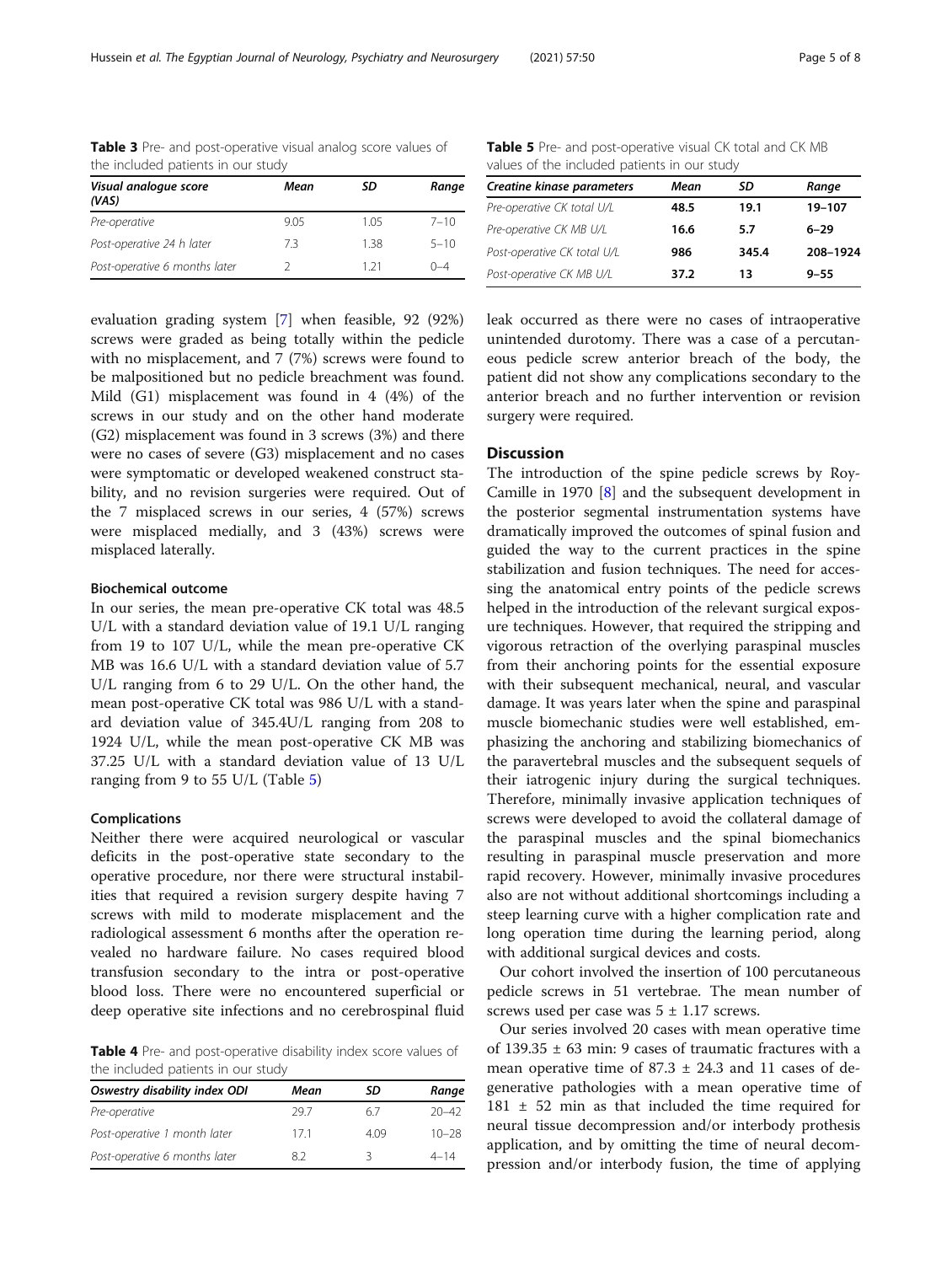**Table 3** Pre- and post-operative visual analog score values of the included patients in our study

| Visual analogue score (VAS) | Mean | SD | Range |
|---|---|---|---|
| Pre-operative | 9.05 | 1.05 | 7–10 |
| Post-operative 24 h later | 7.3 | 1.38 | 5–10 |
| Post-operative 6 months later | 2 | 1.21 | 0–4 |

evaluation grading system [7] when feasible, 92 (92%) screws were graded as being totally within the pedicle with no misplacement, and 7 (7%) screws were found to be malpositioned but no pedicle breachment was found. Mild (G1) misplacement was found in 4 (4%) of the screws in our study and on the other hand moderate (G2) misplacement was found in 3 screws (3%) and there were no cases of severe (G3) misplacement and no cases were symptomatic or developed weakened construct stability, and no revision surgeries were required. Out of the 7 misplaced screws in our series, 4 (57%) screws were misplaced medially, and 3 (43%) screws were misplaced laterally.

### Biochemical outcome

In our series, the mean pre-operative CK total was 48.5 U/L with a standard deviation value of 19.1 U/L ranging from 19 to 107 U/L, while the mean pre-operative CK MB was 16.6 U/L with a standard deviation value of 5.7 U/L ranging from 6 to 29 U/L. On the other hand, the mean post-operative CK total was 986 U/L with a standard deviation value of 345.4U/L ranging from 208 to 1924 U/L, while the mean post-operative CK MB was 37.25 U/L with a standard deviation value of 13 U/L ranging from 9 to 55 U/L (Table 5)

### Complications

Neither there were acquired neurological or vascular deficits in the post-operative state secondary to the operative procedure, nor there were structural instabilities that required a revision surgery despite having 7 screws with mild to moderate misplacement and the radiological assessment 6 months after the operation revealed no hardware failure. No cases required blood transfusion secondary to the intra or post-operative blood loss. There were no encountered superficial or deep operative site infections and no cerebrospinal fluid leak occurred as there were no cases of intraoperative unintended durotomy. There was a case of a percutaneous pedicle screw anterior breach of the body, the patient did not show any complications secondary to the anterior breach and no further intervention or revision surgery were required.

**Table 4** Pre- and post-operative disability index score values of the included patients in our study

| Oswestry disability index ODI | Mean | SD | Range |
|---|---|---|---|
| Pre-operative | 29.7 | 6.7 | 20–42 |
| Post-operative 1 month later | 17.1 | 4.09 | 10–28 |
| Post-operative 6 months later | 8.2 | 3 | 4–14 |

**Table 5** Pre- and post-operative visual CK total and CK MB values of the included patients in our study

| Creatine kinase parameters | Mean | SD | Range |
|---|---|---|---|
| Pre-operative CK total U/L | **48.5** | **19.1** | **19–107** |
| Pre-operative CK MB U/L | **16.6** | **5.7** | **6–29** |
| Post-operative CK total U/L | **986** | **345.4** | **208–1924** |
| Post-operative CK MB U/L | **37.2** | **13** | **9–55** |

## Discussion

The introduction of the spine pedicle screws by Roy-Camille in 1970 [8] and the subsequent development in the posterior segmental instrumentation systems have dramatically improved the outcomes of spinal fusion and guided the way to the current practices in the spine stabilization and fusion techniques. The need for accessing the anatomical entry points of the pedicle screws helped in the introduction of the relevant surgical exposure techniques. However, that required the stripping and vigorous retraction of the overlying paraspinal muscles from their anchoring points for the essential exposure with their subsequent mechanical, neural, and vascular damage. It was years later when the spine and paraspinal muscle biomechanic studies were well established, emphasizing the anchoring and stabilizing biomechanics of the paravertebral muscles and the subsequent sequels of their iatrogenic injury during the surgical techniques. Therefore, minimally invasive application techniques of screws were developed to avoid the collateral damage of the paraspinal muscles and the spinal biomechanics resulting in paraspinal muscle preservation and more rapid recovery. However, minimally invasive procedures also are not without additional shortcomings including a steep learning curve with a higher complication rate and long operation time during the learning period, along with additional surgical devices and costs.

Our cohort involved the insertion of 100 percutaneous pedicle screws in 51 vertebrae. The mean number of screws used per case was 5 ± 1.17 screws.

Our series involved 20 cases with mean operative time of 139.35 ± 63 min: 9 cases of traumatic fractures with a mean operative time of 87.3 ± 24.3 and 11 cases of degenerative pathologies with a mean operative time of 181 ± 52 min as that included the time required for neural tissue decompression and/or interbody prothesis application, and by omitting the time of neural decompression and/or interbody fusion, the time of applying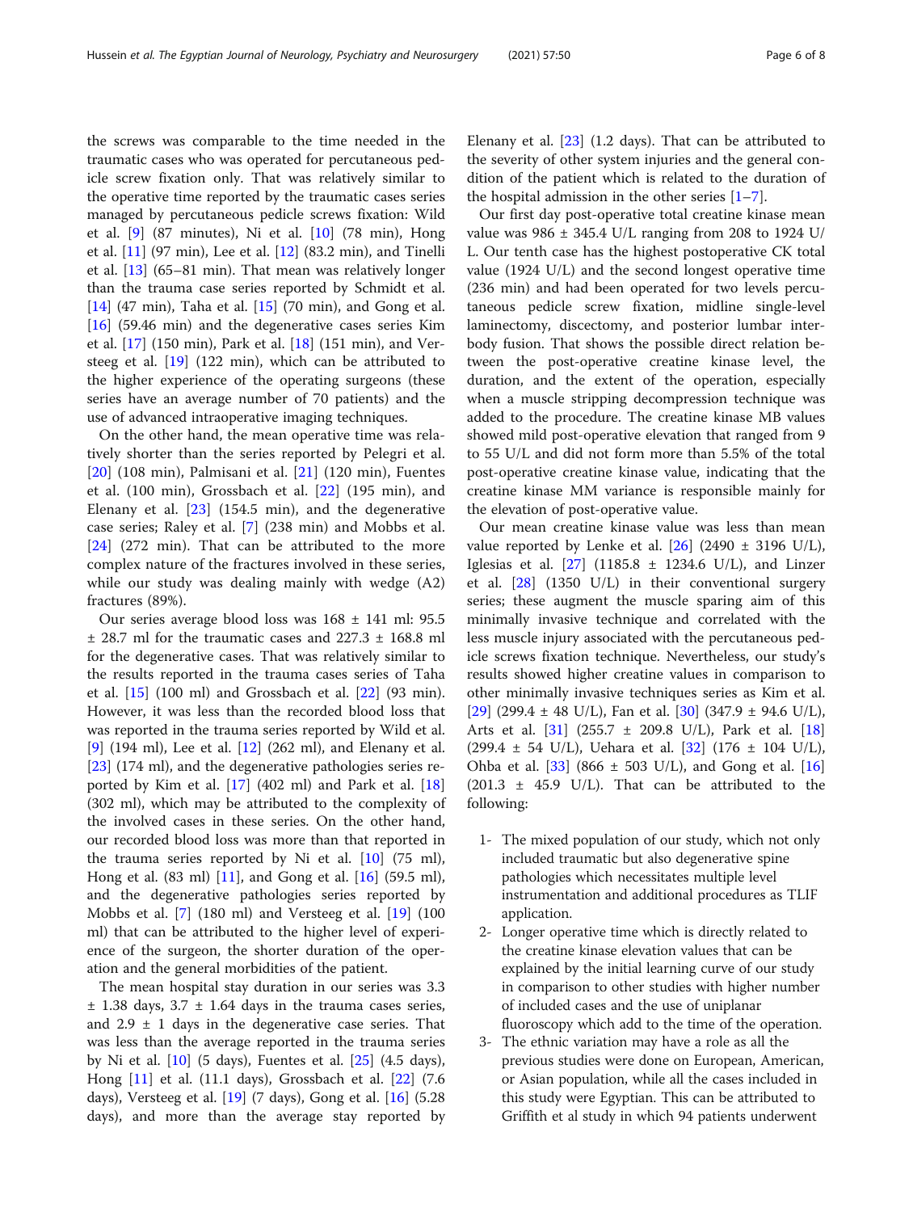the screws was comparable to the time needed in the traumatic cases who was operated for percutaneous pedicle screw fixation only. That was relatively similar to the operative time reported by the traumatic cases series managed by percutaneous pedicle screws fixation: Wild et al. [9] (87 minutes), Ni et al. [10] (78 min), Hong et al. [11] (97 min), Lee et al. [12] (83.2 min), and Tinelli et al. [13] (65–81 min). That mean was relatively longer than the trauma case series reported by Schmidt et al. [14] (47 min), Taha et al. [15] (70 min), and Gong et al. [16] (59.46 min) and the degenerative cases series Kim et al. [17] (150 min), Park et al. [18] (151 min), and Versteeg et al. [19] (122 min), which can be attributed to the higher experience of the operating surgeons (these series have an average number of 70 patients) and the use of advanced intraoperative imaging techniques.

On the other hand, the mean operative time was relatively shorter than the series reported by Pelegri et al. [20] (108 min), Palmisani et al. [21] (120 min), Fuentes et al. (100 min), Grossbach et al. [22] (195 min), and Elenany et al. [23] (154.5 min), and the degenerative case series; Raley et al. [7] (238 min) and Mobbs et al. [24] (272 min). That can be attributed to the more complex nature of the fractures involved in these series, while our study was dealing mainly with wedge (A2) fractures (89%).

Our series average blood loss was 168 ± 141 ml: 95.5 ± 28.7 ml for the traumatic cases and 227.3 ± 168.8 ml for the degenerative cases. That was relatively similar to the results reported in the trauma cases series of Taha et al. [15] (100 ml) and Grossbach et al. [22] (93 min). However, it was less than the recorded blood loss that was reported in the trauma series reported by Wild et al. [9] (194 ml), Lee et al. [12] (262 ml), and Elenany et al. [23] (174 ml), and the degenerative pathologies series reported by Kim et al. [17] (402 ml) and Park et al. [18] (302 ml), which may be attributed to the complexity of the involved cases in these series. On the other hand, our recorded blood loss was more than that reported in the trauma series reported by Ni et al. [10] (75 ml), Hong et al. (83 ml) [11], and Gong et al. [16] (59.5 ml), and the degenerative pathologies series reported by Mobbs et al. [7] (180 ml) and Versteeg et al. [19] (100 ml) that can be attributed to the higher level of experience of the surgeon, the shorter duration of the operation and the general morbidities of the patient.

The mean hospital stay duration in our series was 3.3 ± 1.38 days, 3.7 ± 1.64 days in the trauma cases series, and 2.9 ± 1 days in the degenerative case series. That was less than the average reported in the trauma series by Ni et al. [10] (5 days), Fuentes et al. [25] (4.5 days), Hong [11] et al. (11.1 days), Grossbach et al. [22] (7.6 days), Versteeg et al. [19] (7 days), Gong et al. [16] (5.28 days), and more than the average stay reported by Elenany et al. [23] (1.2 days). That can be attributed to the severity of other system injuries and the general condition of the patient which is related to the duration of the hospital admission in the other series [1–7].

Our first day post-operative total creatine kinase mean value was 986 ± 345.4 U/L ranging from 208 to 1924 U/L. Our tenth case has the highest postoperative CK total value (1924 U/L) and the second longest operative time (236 min) and had been operated for two levels percutaneous pedicle screw fixation, midline single-level laminectomy, discectomy, and posterior lumbar interbody fusion. That shows the possible direct relation between the post-operative creatine kinase level, the duration, and the extent of the operation, especially when a muscle stripping decompression technique was added to the procedure. The creatine kinase MB values showed mild post-operative elevation that ranged from 9 to 55 U/L and did not form more than 5.5% of the total post-operative creatine kinase value, indicating that the creatine kinase MM variance is responsible mainly for the elevation of post-operative value.

Our mean creatine kinase value was less than mean value reported by Lenke et al. [26] (2490 ± 3196 U/L), Iglesias et al. [27] (1185.8 ± 1234.6 U/L), and Linzer et al. [28] (1350 U/L) in their conventional surgery series; these augment the muscle sparing aim of this minimally invasive technique and correlated with the less muscle injury associated with the percutaneous pedicle screws fixation technique. Nevertheless, our study's results showed higher creatine values in comparison to other minimally invasive techniques series as Kim et al. [29] (299.4 ± 48 U/L), Fan et al. [30] (347.9 ± 94.6 U/L), Arts et al. [31] (255.7 ± 209.8 U/L), Park et al. [18] (299.4 ± 54 U/L), Uehara et al. [32] (176 ± 104 U/L), Ohba et al. [33] (866 ± 503 U/L), and Gong et al. [16] (201.3 ± 45.9 U/L). That can be attributed to the following:

1- The mixed population of our study, which not only included traumatic but also degenerative spine pathologies which necessitates multiple level instrumentation and additional procedures as TLIF application.
2- Longer operative time which is directly related to the creatine kinase elevation values that can be explained by the initial learning curve of our study in comparison to other studies with higher number of included cases and the use of uniplanar fluoroscopy which add to the time of the operation.
3- The ethnic variation may have a role as all the previous studies were done on European, American, or Asian population, while all the cases included in this study were Egyptian. This can be attributed to Griffith et al study in which 94 patients underwent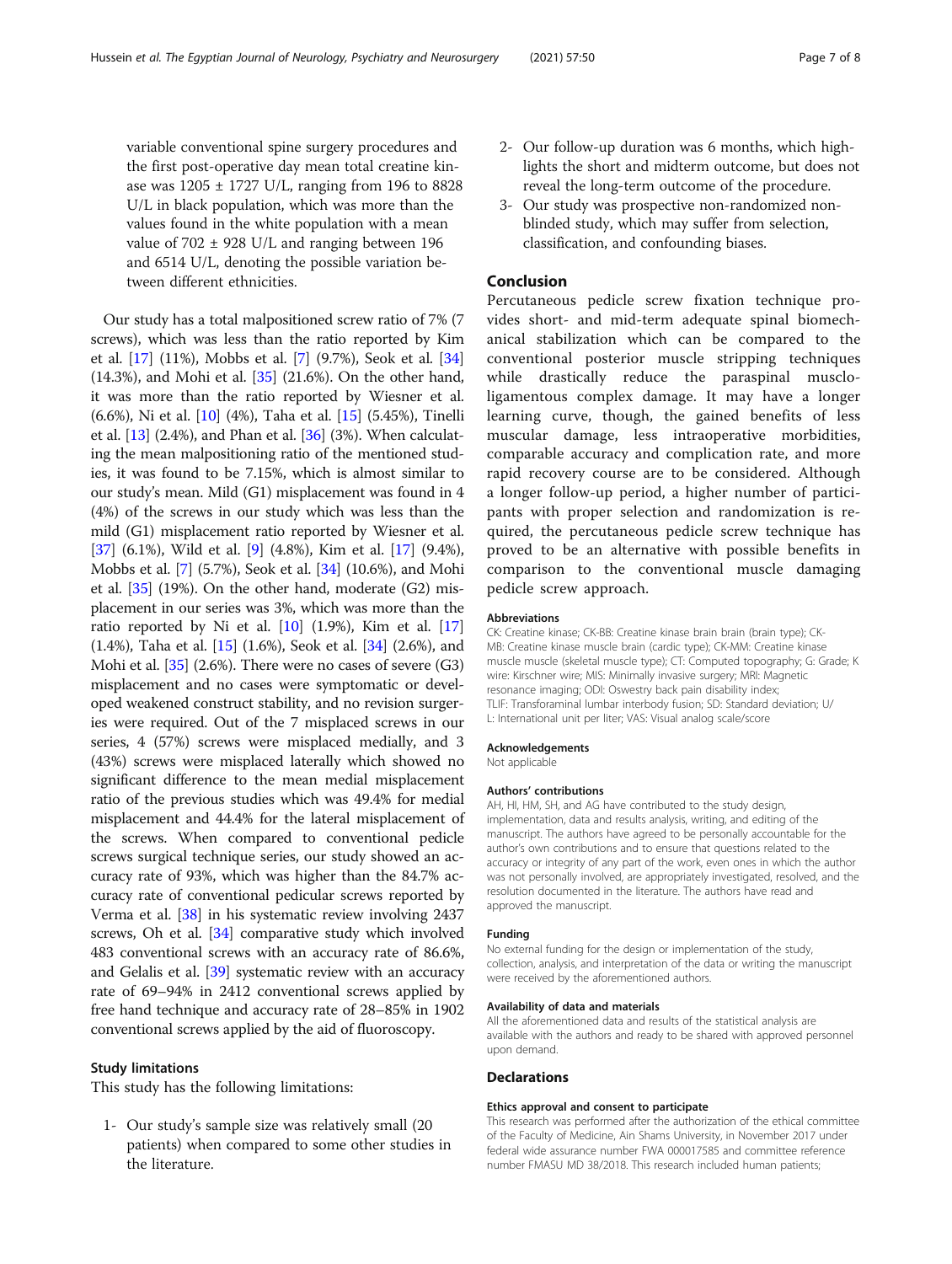variable conventional spine surgery procedures and the first post-operative day mean total creatine kinase was 1205 ± 1727 U/L, ranging from 196 to 8828 U/L in black population, which was more than the values found in the white population with a mean value of 702 ± 928 U/L and ranging between 196 and 6514 U/L, denoting the possible variation between different ethnicities.

Our study has a total malpositioned screw ratio of 7% (7 screws), which was less than the ratio reported by Kim et al. [17] (11%), Mobbs et al. [7] (9.7%), Seok et al. [34] (14.3%), and Mohi et al. [35] (21.6%). On the other hand, it was more than the ratio reported by Wiesner et al. (6.6%), Ni et al. [10] (4%), Taha et al. [15] (5.45%), Tinelli et al. [13] (2.4%), and Phan et al. [36] (3%). When calculating the mean malpositioning ratio of the mentioned studies, it was found to be 7.15%, which is almost similar to our study's mean. Mild (G1) misplacement was found in 4 (4%) of the screws in our study which was less than the mild (G1) misplacement ratio reported by Wiesner et al. [37] (6.1%), Wild et al. [9] (4.8%), Kim et al. [17] (9.4%), Mobbs et al. [7] (5.7%), Seok et al. [34] (10.6%), and Mohi et al. [35] (19%). On the other hand, moderate (G2) misplacement in our series was 3%, which was more than the ratio reported by Ni et al. [10] (1.9%), Kim et al. [17] (1.4%), Taha et al. [15] (1.6%), Seok et al. [34] (2.6%), and Mohi et al. [35] (2.6%). There were no cases of severe (G3) misplacement and no cases were symptomatic or developed weakened construct stability, and no revision surgeries were required. Out of the 7 misplaced screws in our series, 4 (57%) screws were misplaced medially, and 3 (43%) screws were misplaced laterally which showed no significant difference to the mean medial misplacement ratio of the previous studies which was 49.4% for medial misplacement and 44.4% for the lateral misplacement of the screws. When compared to conventional pedicle screws surgical technique series, our study showed an accuracy rate of 93%, which was higher than the 84.7% accuracy rate of conventional pedicular screws reported by Verma et al. [38] in his systematic review involving 2437 screws, Oh et al. [34] comparative study which involved 483 conventional screws with an accuracy rate of 86.6%, and Gelalis et al. [39] systematic review with an accuracy rate of 69–94% in 2412 conventional screws applied by free hand technique and accuracy rate of 28–85% in 1902 conventional screws applied by the aid of fluoroscopy.

### Study limitations

This study has the following limitations:

1- Our study's sample size was relatively small (20 patients) when compared to some other studies in the literature.

2- Our follow-up duration was 6 months, which highlights the short and midterm outcome, but does not reveal the long-term outcome of the procedure.

3- Our study was prospective non-randomized non-blinded study, which may suffer from selection, classification, and confounding biases.

## Conclusion

Percutaneous pedicle screw fixation technique provides short- and mid-term adequate spinal biomechanical stabilization which can be compared to the conventional posterior muscle stripping techniques while drastically reduce the paraspinal muscloligamentous complex damage. It may have a longer learning curve, though, the gained benefits of less muscular damage, less intraoperative morbidities, comparable accuracy and complication rate, and more rapid recovery course are to be considered. Although a longer follow-up period, a higher number of participants with proper selection and randomization is required, the percutaneous pedicle screw technique has proved to be an alternative with possible benefits in comparison to the conventional muscle damaging pedicle screw approach.

#### Abbreviations

CK: Creatine kinase; CK-BB: Creatine kinase brain brain (brain type); CK-MB: Creatine kinase muscle brain (cardic type); CK-MM: Creatine kinase muscle muscle (skeletal muscle type); CT: Computed topography; G: Grade; K wire: Kirschner wire; MIS: Minimally invasive surgery; MRI: Magnetic resonance imaging; ODI: Oswestry back pain disability index; TLIF: Transforaminal lumbar interbody fusion; SD: Standard deviation; U/L: International unit per liter; VAS: Visual analog scale/score

#### Acknowledgements

Not applicable

#### Authors' contributions

AH, HI, HM, SH, and AG have contributed to the study design, implementation, data and results analysis, writing, and editing of the manuscript. The authors have agreed to be personally accountable for the author's own contributions and to ensure that questions related to the accuracy or integrity of any part of the work, even ones in which the author was not personally involved, are appropriately investigated, resolved, and the resolution documented in the literature. The authors have read and approved the manuscript.

#### Funding

No external funding for the design or implementation of the study, collection, analysis, and interpretation of the data or writing the manuscript were received by the aforementioned authors.

#### Availability of data and materials

All the aforementioned data and results of the statistical analysis are available with the authors and ready to be shared with approved personnel upon demand.

## Declarations

#### Ethics approval and consent to participate

This research was performed after the authorization of the ethical committee of the Faculty of Medicine, Ain Shams University, in November 2017 under federal wide assurance number FWA 000017585 and committee reference number FMASU MD 38/2018. This research included human patients;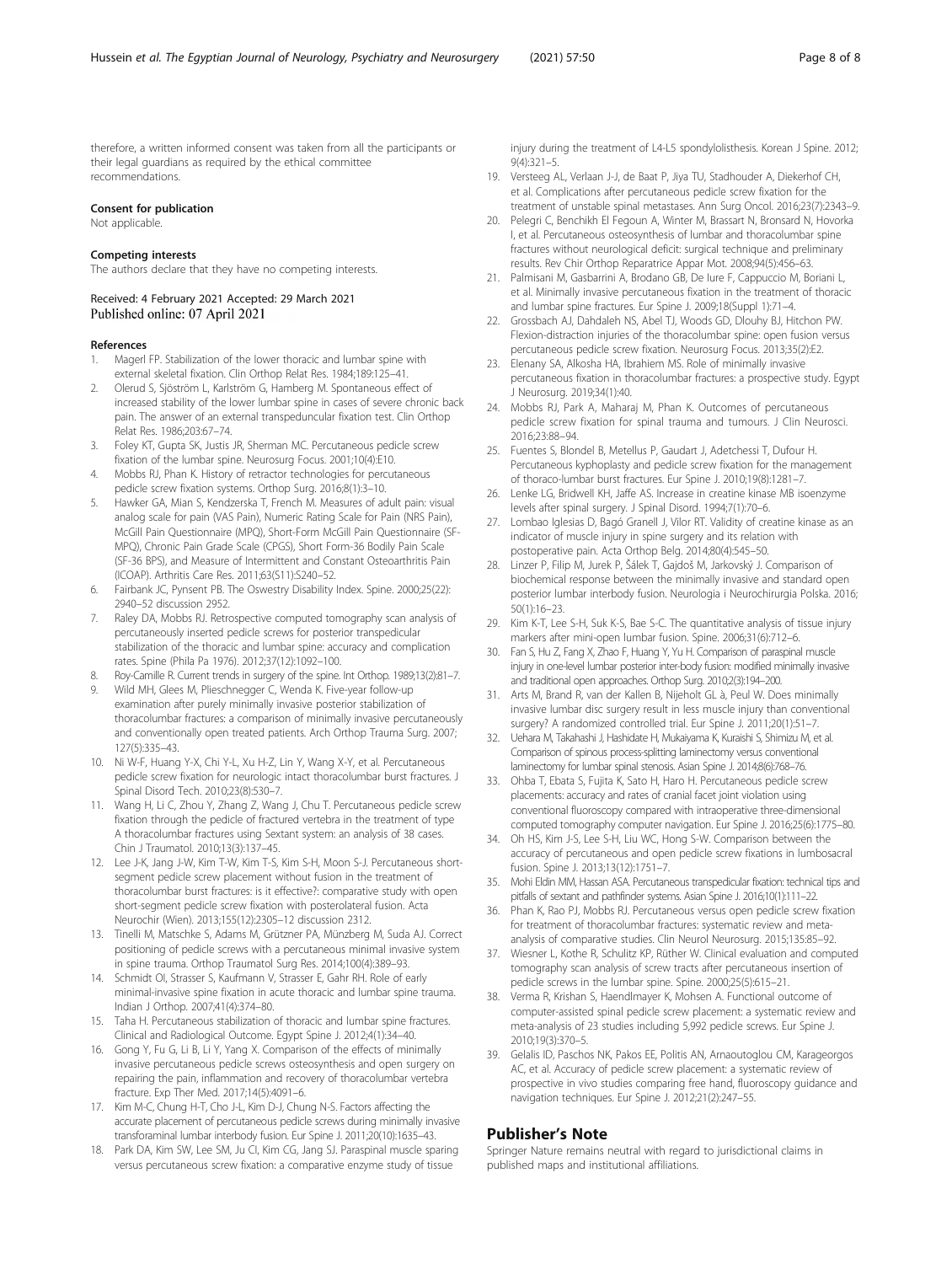therefore, a written informed consent was taken from all the participants or their legal guardians as required by the ethical committee recommendations.

#### Consent for publication

Not applicable.

#### Competing interests

The authors declare that they have no competing interests.

Received: 4 February 2021 Accepted: 29 March 2021
Published online: 07 April 2021

#### References

1. Magerl FP. Stabilization of the lower thoracic and lumbar spine with external skeletal fixation. Clin Orthop Relat Res. 1984;189:125–41.
2. Olerud S, Sjöström L, Karlström G, Hamberg M. Spontaneous effect of increased stability of the lower lumbar spine in cases of severe chronic back pain. The answer of an external transpeduncular fixation test. Clin Orthop Relat Res. 1986;203:67–74.
3. Foley KT, Gupta SK, Justis JR, Sherman MC. Percutaneous pedicle screw fixation of the lumbar spine. Neurosurg Focus. 2001;10(4):E10.
4. Mobbs RJ, Phan K. History of retractor technologies for percutaneous pedicle screw fixation systems. Orthop Surg. 2016;8(1):3–10.
5. Hawker GA, Mian S, Kendzerska T, French M. Measures of adult pain: visual analog scale for pain (VAS Pain), Numeric Rating Scale for Pain (NRS Pain), McGill Pain Questionnaire (MPQ), Short-Form McGill Pain Questionnaire (SF-MPQ), Chronic Pain Grade Scale (CPGS), Short Form-36 Bodily Pain Scale (SF-36 BPS), and Measure of Intermittent and Constant Osteoarthritis Pain (ICOAP). Arthritis Care Res. 2011;63(S11):S240–52.
6. Fairbank JC, Pynsent PB. The Oswestry Disability Index. Spine. 2000;25(22): 2940–52 discussion 2952.
7. Raley DA, Mobbs RJ. Retrospective computed tomography scan analysis of percutaneously inserted pedicle screws for posterior transpedicular stabilization of the thoracic and lumbar spine: accuracy and complication rates. Spine (Phila Pa 1976). 2012;37(12):1092–100.
8. Roy-Camille R. Current trends in surgery of the spine. Int Orthop. 1989;13(2):81–7.
9. Wild MH, Glees M, Plieschnegger C, Wenda K. Five-year follow-up examination after purely minimally invasive posterior stabilization of thoracolumbar fractures: a comparison of minimally invasive percutaneously and conventionally open treated patients. Arch Orthop Trauma Surg. 2007; 127(5):335–43.
10. Ni W-F, Huang Y-X, Chi Y-L, Xu H-Z, Lin Y, Wang X-Y, et al. Percutaneous pedicle screw fixation for neurologic intact thoracolumbar burst fractures. J Spinal Disord Tech. 2010;23(8):530–7.
11. Wang H, Li C, Zhou Y, Zhang Z, Wang J, Chu T. Percutaneous pedicle screw fixation through the pedicle of fractured vertebra in the treatment of type A thoracolumbar fractures using Sextant system: an analysis of 38 cases. Chin J Traumatol. 2010;13(3):137–45.
12. Lee J-K, Jang J-W, Kim T-W, Kim T-S, Kim S-H, Moon S-J. Percutaneous short-segment pedicle screw placement without fusion in the treatment of thoracolumbar burst fractures: is it effective?: comparative study with open short-segment pedicle screw fixation with posterolateral fusion. Acta Neurochir (Wien). 2013;155(12):2305–12 discussion 2312.
13. Tinelli M, Matschke S, Adams M, Grützner PA, Münzberg M, Suda AJ. Correct positioning of pedicle screws with a percutaneous minimal invasive system in spine trauma. Orthop Traumatol Surg Res. 2014;100(4):389–93.
14. Schmidt OI, Strasser S, Kaufmann V, Strasser E, Gahr RH. Role of early minimal-invasive spine fixation in acute thoracic and lumbar spine trauma. Indian J Orthop. 2007;41(4):374–80.
15. Taha H. Percutaneous stabilization of thoracic and lumbar spine fractures. Clinical and Radiological Outcome. Egypt Spine J. 2012;4(1):34–40.
16. Gong Y, Fu G, Li B, Li Y, Yang X. Comparison of the effects of minimally invasive percutaneous pedicle screws osteosynthesis and open surgery on repairing the pain, inflammation and recovery of thoracolumbar vertebra fracture. Exp Ther Med. 2017;14(5):4091–6.
17. Kim M-C, Chung H-T, Cho J-L, Kim D-J, Chung N-S. Factors affecting the accurate placement of percutaneous pedicle screws during minimally invasive transforaminal lumbar interbody fusion. Eur Spine J. 2011;20(10):1635–43.
18. Park DA, Kim SW, Lee SM, Ju CI, Kim CG, Jang SJ. Paraspinal muscle sparing versus percutaneous screw fixation: a comparative enzyme study of tissue injury during the treatment of L4-L5 spondylolisthesis. Korean J Spine. 2012; 9(4):321–5.
19. Versteeg AL, Verlaan J-J, de Baat P, Jiya TU, Stadhouder A, Diekerhof CH, et al. Complications after percutaneous pedicle screw fixation for the treatment of unstable spinal metastases. Ann Surg Oncol. 2016;23(7):2343–9.
20. Pelegri C, Benchikh El Fegoun A, Winter M, Brassart N, Bronsard N, Hovorka I, et al. Percutaneous osteosynthesis of lumbar and thoracolumbar spine fractures without neurological deficit: surgical technique and preliminary results. Rev Chir Orthop Reparatrice Appar Mot. 2008;94(5):456–63.
21. Palmisani M, Gasbarrini A, Brodano GB, De Iure F, Cappuccio M, Boriani L, et al. Minimally invasive percutaneous fixation in the treatment of thoracic and lumbar spine fractures. Eur Spine J. 2009;18(Suppl 1):71–4.
22. Grossbach AJ, Dahdaleh NS, Abel TJ, Woods GD, Dlouhy BJ, Hitchon PW. Flexion-distraction injuries of the thoracolumbar spine: open fusion versus percutaneous pedicle screw fixation. Neurosurg Focus. 2013;35(2):E2.
23. Elenany SA, Alkosha HA, Ibrahiem MS. Role of minimally invasive percutaneous fixation in thoracolumbar fractures: a prospective study. Egypt J Neurosurg. 2019;34(1):40.
24. Mobbs RJ, Park A, Maharaj M, Phan K. Outcomes of percutaneous pedicle screw fixation for spinal trauma and tumours. J Clin Neurosci. 2016;23:88–94.
25. Fuentes S, Blondel B, Metellus P, Gaudart J, Adetchessi T, Dufour H. Percutaneous kyphoplasty and pedicle screw fixation for the management of thoraco-lumbar burst fractures. Eur Spine J. 2010;19(8):1281–7.
26. Lenke LG, Bridwell KH, Jaffe AS. Increase in creatine kinase MB isoenzyme levels after spinal surgery. J Spinal Disord. 1994;7(1):70–6.
27. Lombao Iglesias D, Bagó Granell J, Vilor RT. Validity of creatine kinase as an indicator of muscle injury in spine surgery and its relation with postoperative pain. Acta Orthop Belg. 2014;80(4):545–50.
28. Linzer P, Filip M, Jurek P, Šálek T, Gajdoš M, Jarkovský J. Comparison of biochemical response between the minimally invasive and standard open posterior lumbar interbody fusion. Neurologia i Neurochirurgia Polska. 2016; 50(1):16–23.
29. Kim K-T, Lee S-H, Suk K-S, Bae S-C. The quantitative analysis of tissue injury markers after mini-open lumbar fusion. Spine. 2006;31(6):712–6.
30. Fan S, Hu Z, Fang X, Zhao F, Huang Y, Yu H. Comparison of paraspinal muscle injury in one-level lumbar posterior inter-body fusion: modified minimally invasive and traditional open approaches. Orthop Surg. 2010;2(3):194–200.
31. Arts M, Brand R, van der Kallen B, Nijeholt GL à, Peul W. Does minimally invasive lumbar disc surgery result in less muscle injury than conventional surgery? A randomized controlled trial. Eur Spine J. 2011;20(1):51–7.
32. Uehara M, Takahashi J, Hashidate H, Mukaiyama K, Kuraishi S, Shimizu M, et al. Comparison of spinous process-splitting laminectomy versus conventional laminectomy for lumbar spinal stenosis. Asian Spine J. 2014;8(6):768–76.
33. Ohba T, Ebata S, Fujita K, Sato H, Haro H. Percutaneous pedicle screw placements: accuracy and rates of cranial facet joint violation using conventional fluoroscopy compared with intraoperative three-dimensional computed tomography computer navigation. Eur Spine J. 2016;25(6):1775–80.
34. Oh HS, Kim J-S, Lee S-H, Liu WC, Hong S-W. Comparison between the accuracy of percutaneous and open pedicle screw fixations in lumbosacral fusion. Spine J. 2013;13(12):1751–7.
35. Mohi Eldin MM, Hassan ASA. Percutaneous transpedicular fixation: technical tips and pitfalls of sextant and pathfinder systems. Asian Spine J. 2016;10(1):111–22.
36. Phan K, Rao PJ, Mobbs RJ. Percutaneous versus open pedicle screw fixation for treatment of thoracolumbar fractures: systematic review and meta-analysis of comparative studies. Clin Neurol Neurosurg. 2015;135:85–92.
37. Wiesner L, Kothe R, Schulitz KP, Rüther W. Clinical evaluation and computed tomography scan analysis of screw tracts after percutaneous insertion of pedicle screws in the lumbar spine. Spine. 2000;25(5):615–21.
38. Verma R, Krishan S, Haendlmayer K, Mohsen A. Functional outcome of computer-assisted spinal pedicle screw placement: a systematic review and meta-analysis of 23 studies including 5,992 pedicle screws. Eur Spine J. 2010;19(3):370–5.
39. Gelalis ID, Paschos NK, Pakos EE, Politis AN, Arnaoutoglou CM, Karageorgos AC, et al. Accuracy of pedicle screw placement: a systematic review of prospective in vivo studies comparing free hand, fluoroscopy guidance and navigation techniques. Eur Spine J. 2012;21(2):247–55.

## Publisher's Note

Springer Nature remains neutral with regard to jurisdictional claims in published maps and institutional affiliations.